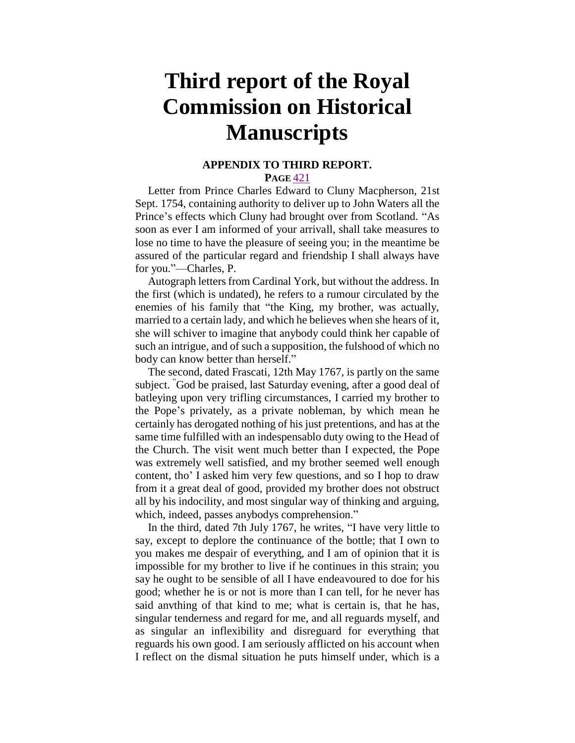# Third report of the Royal Commission on Historical Manuscripts

### APPENDIX TO THIRD REPORT.

**PAGE** 421

Letter from Prince Charles Edward to Cluny Macpherson, 21st Sept. 1754, containing authority to deliver up to John Waters all the Prince's effects which Cluny had brought over from Scotland. "As soon as ever I am informed of your arrivall, shall take measures to lose no time to have the pleasure of seeing you; in the meantime be assured of the particular regard and friendship I shall always have for you."—Charles, P.

Autograph letters from Cardinal York, but without the address. In the first (which is undated), he refers to a rumour circulated by the enemies of his family that "the King, my brother, was actually, married to a certain lady, and which he believes when she hears of it, she will schiver to imagine that anybody could think her capable of such an intrigue, and of such a supposition, the fulshood of which no body can know better than herself."

The second, dated Frascati, 12th May 1767, is partly on the same subject. "God be praised, last Saturday evening, after a good deal of batleying upon very trifling circumstances, I carried my brother to the Pope's privately, as a private nobleman, by which mean he certainly has derogated nothing of his just pretentions, and has at the same time fulfilled with an indespensablo duty owing to the Head of the Church. The visit went much better than I expected, the Pope was extremely well satisfied, and my brother seemed well enough content, tho' I asked him very few questions, and so I hop to draw from it a great deal of good, provided my brother does not obstruct all by his indocility, and most singular way of thinking and arguing, which, indeed, passes anybodys comprehension."

In the third, dated 7th July 1767, he writes, "I have very little to say, except to deplore the continuance of the bottle; that I own to you makes me despair of everything, and I am of opinion that it is impossible for my brother to live if he continues in this strain; you say he ought to be sensible of all I have endeavoured to doe for his good; whether he is or not is more than I can tell, for he never has said anvthing of that kind to me; what is certain is, that he has, singular tenderness and regard for me, and all reguards myself, and as singular an inflexibility and disreguard for everything that reguards his own good. I am seriously afflicted on his account when I reflect on the dismal situation he puts himself under, which is a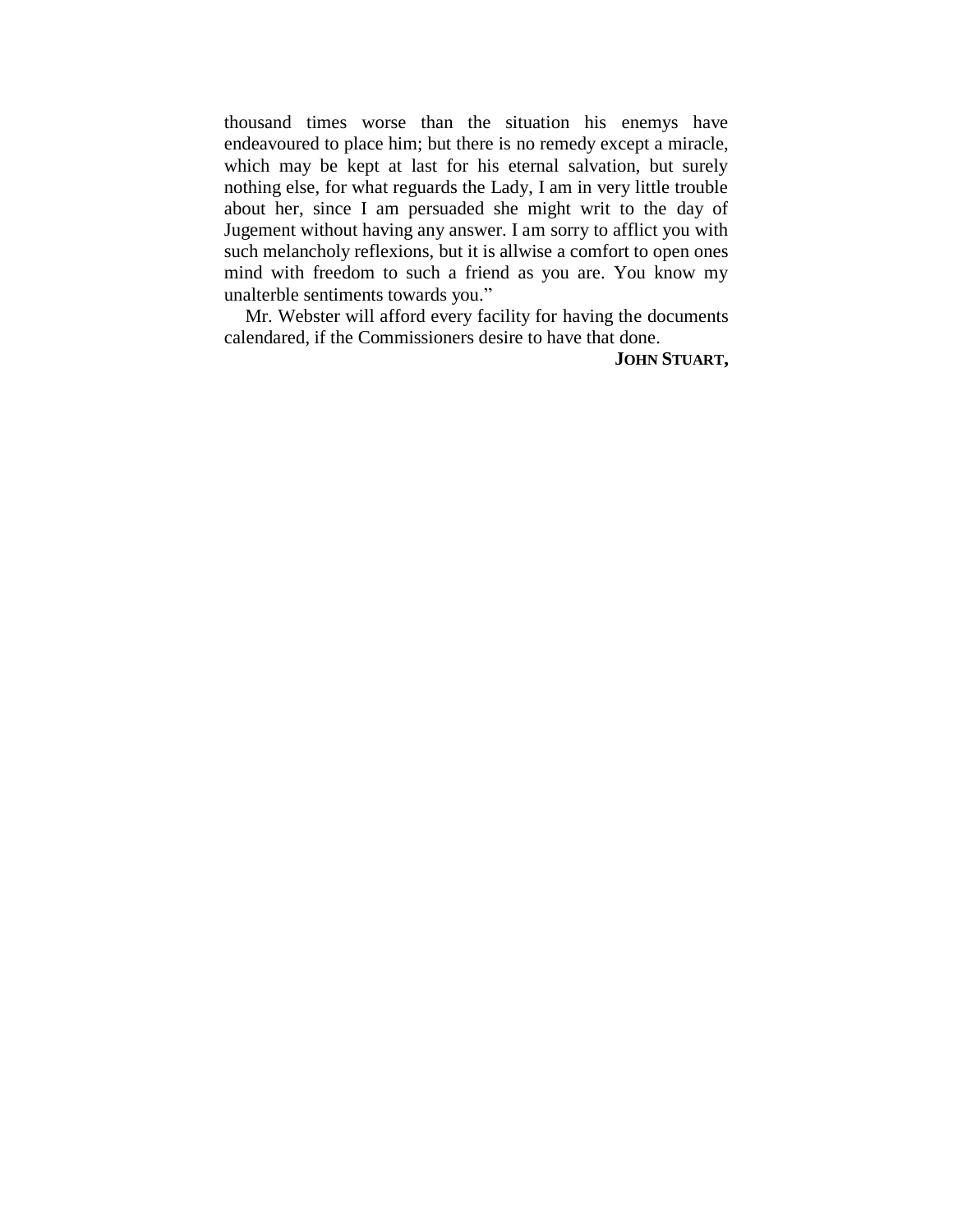thousand times worse than the situation his enemys have endeavoured to place him; but there is no remedy except a miracle, which may be kept at last for his eternal salvation, but surely nothing else, for what reguards the Lady, I am in very little trouble about her, since I am persuaded she might writ to the day of Jugement without having any answer. I am sorry to afflict you with such melancholy reflexions, but it is allwise a comfort to open ones mind with freedom to such a friend as you are. You know my unalterble sentiments towards you."

Mr. Webster will afford every facility for having the documents calendared, if the Commissioners desire to have that done.

**JOHN STUART,**